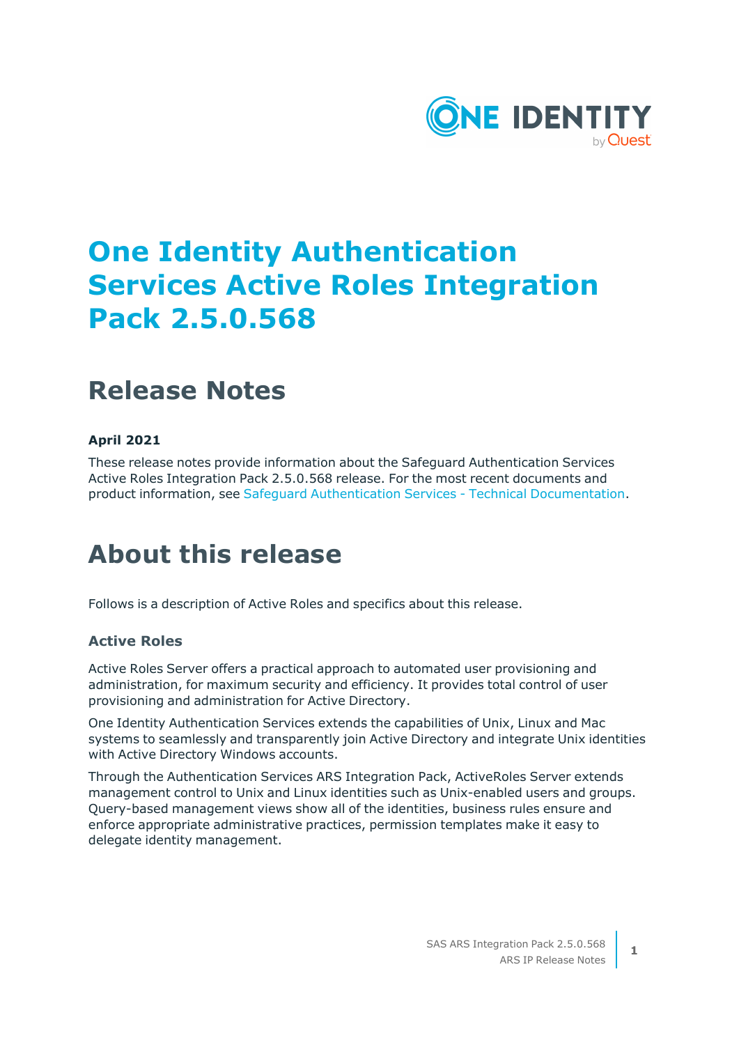# One Identity Authentication Services Active Roles Integration Pack 2.5.0.568

## Release Notes

**April 2021**

These release notes provide information about the Safeguard Authentication Services Active Roles Integration Pack 2.5.0.568 release. For the most recent documents and product information, see Safeguard Authentication Services - Technical Documentation.

# About this release

Follows is a description of Active Roles and specifics about this release.

### Active Roles

Active Roles Server offers a practical approach to automated user provisioning and administration, for maximum security and efficiency. It provides total control of user provisioning and administration for Active Directory.

One Identity Authentication Services extends the capabilities of Unix, Linux and Mac systems to seamlessly and transparently join Active Directory and integrate Unix identities with Active Directory Windows accounts.

Through the Authentication Services ARS Integration Pack, ActiveRoles Server extends management control to Unix and Linux identities such as Unix-enabled users and groups. Query-based management views show all of the identities, business rules ensure and enforce appropriate administrative practices, permission templates make it easy to delegate identity management.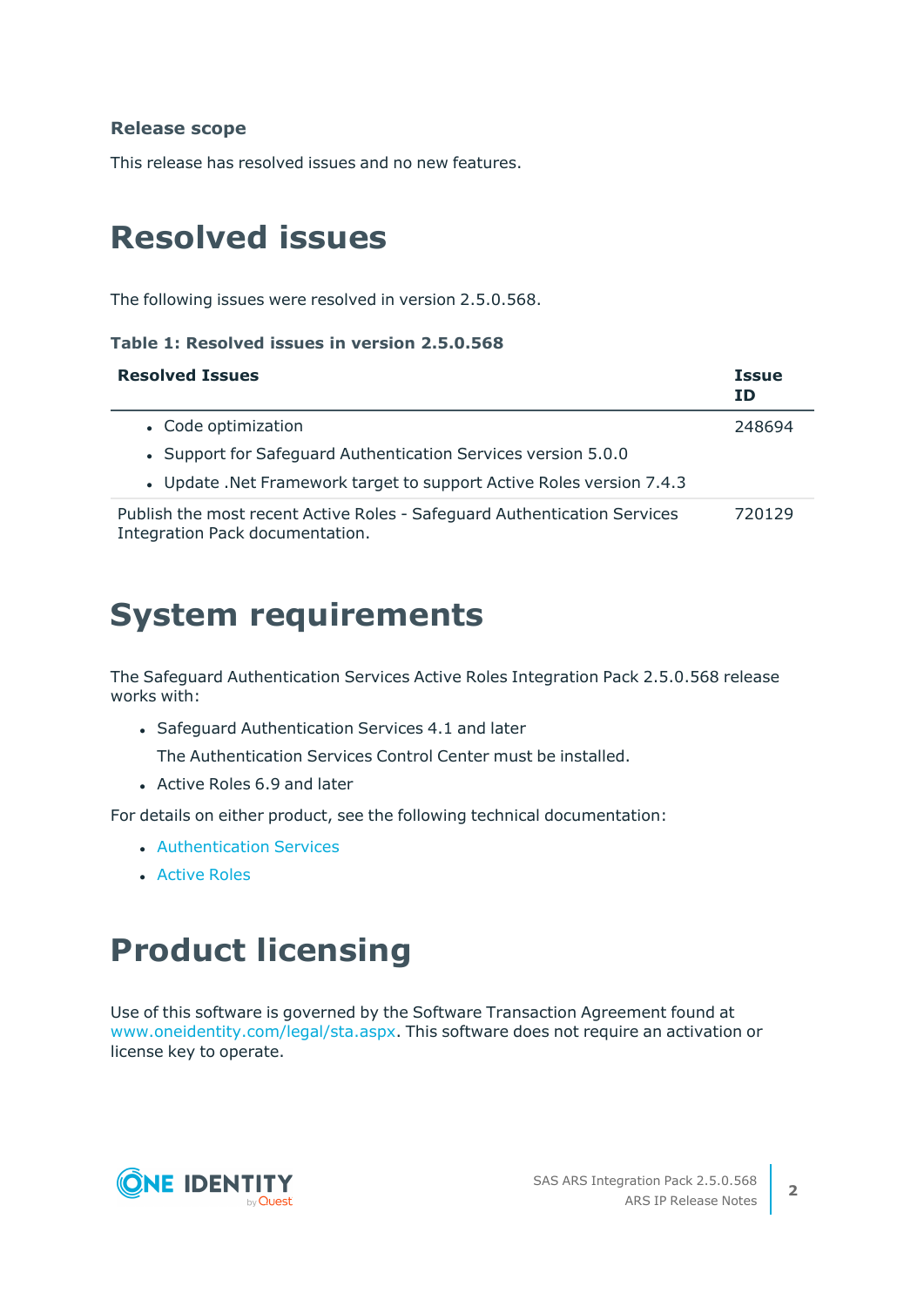### Release scope

This release has resolved issues and no new features.

# Resolved issues

The following issues were resolved in version 2.5.0.568.

**Table 1: Resolved issues in version 2.5.0.568**

| Resolved Issues | Issue ID |
|---|---|
| • Code optimization<br>• Support for Safeguard Authentication Services version 5.0.0<br>• Update .Net Framework target to support Active Roles version 7.4.3 | 248694 |
| Publish the most recent Active Roles - Safeguard Authentication Services Integration Pack documentation. | 720129 |

# System requirements

The Safeguard Authentication Services Active Roles Integration Pack 2.5.0.568 release works with:

- Safeguard Authentication Services 4.1 and later

  The Authentication Services Control Center must be installed.
- Active Roles 6.9 and later

For details on either product, see the following technical documentation:

- Authentication Services
- Active Roles

# Product licensing

Use of this software is governed by the Software Transaction Agreement found at www.oneidentity.com/legal/sta.aspx. This software does not require an activation or license key to operate.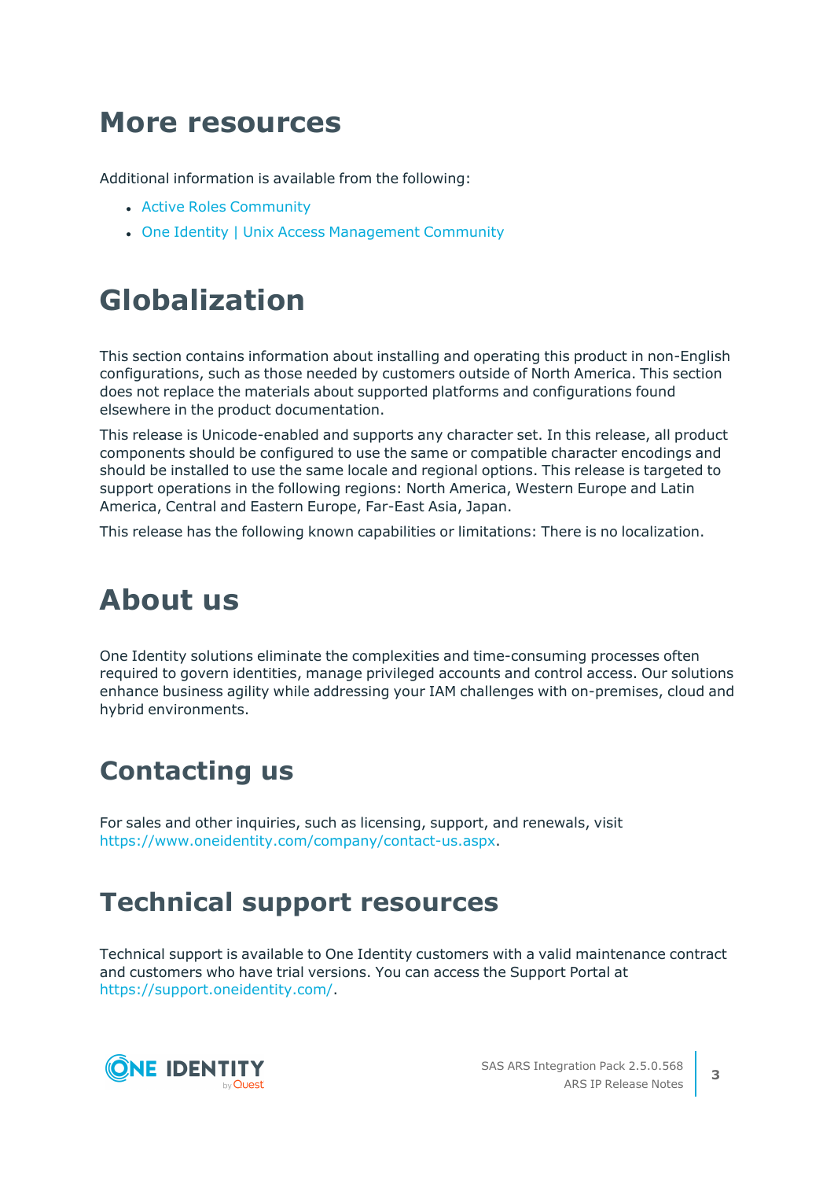# More resources

Additional information is available from the following:

- Active Roles Community
- One Identity | Unix Access Management Community

# Globalization

This section contains information about installing and operating this product in non-English configurations, such as those needed by customers outside of North America. This section does not replace the materials about supported platforms and configurations found elsewhere in the product documentation.

This release is Unicode-enabled and supports any character set. In this release, all product components should be configured to use the same or compatible character encodings and should be installed to use the same locale and regional options. This release is targeted to support operations in the following regions: North America, Western Europe and Latin America, Central and Eastern Europe, Far-East Asia, Japan.

This release has the following known capabilities or limitations: There is no localization.

# About us

One Identity solutions eliminate the complexities and time-consuming processes often required to govern identities, manage privileged accounts and control access. Our solutions enhance business agility while addressing your IAM challenges with on-premises, cloud and hybrid environments.

## Contacting us

For sales and other inquiries, such as licensing, support, and renewals, visit https://www.oneidentity.com/company/contact-us.aspx.

## Technical support resources

Technical support is available to One Identity customers with a valid maintenance contract and customers who have trial versions. You can access the Support Portal at https://support.oneidentity.com/.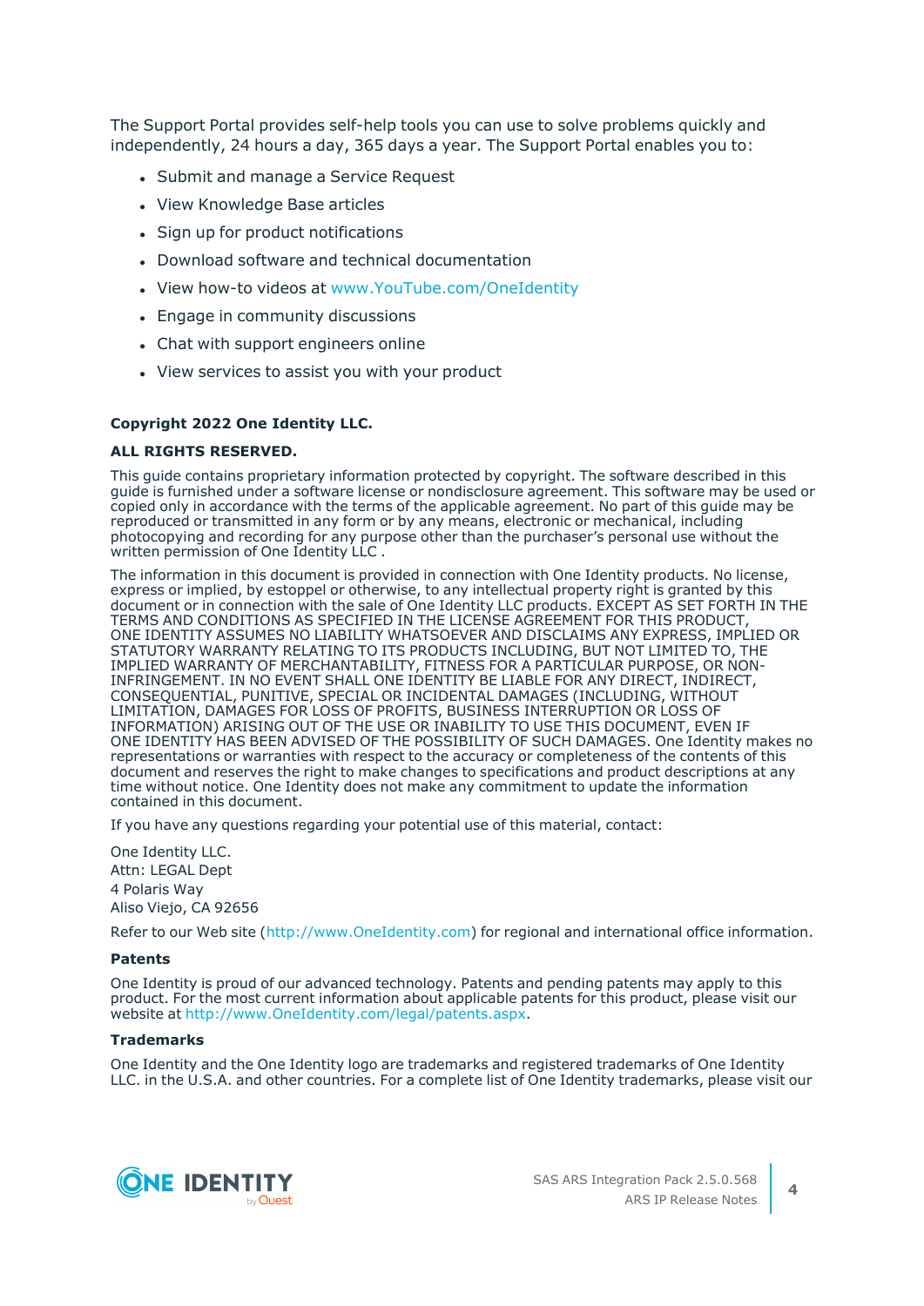The Support Portal provides self-help tools you can use to solve problems quickly and independently, 24 hours a day, 365 days a year. The Support Portal enables you to:

- Submit and manage a Service Request
- View Knowledge Base articles
- Sign up for product notifications
- Download software and technical documentation
- View how-to videos at www.YouTube.com/OneIdentity
- Engage in community discussions
- Chat with support engineers online
- View services to assist you with your product

**Copyright 2022 One Identity LLC.**

**ALL RIGHTS RESERVED.**

This guide contains proprietary information protected by copyright. The software described in this guide is furnished under a software license or nondisclosure agreement. This software may be used or copied only in accordance with the terms of the applicable agreement. No part of this guide may be reproduced or transmitted in any form or by any means, electronic or mechanical, including photocopying and recording for any purpose other than the purchaser's personal use without the written permission of One Identity LLC .

The information in this document is provided in connection with One Identity products. No license, express or implied, by estoppel or otherwise, to any intellectual property right is granted by this document or in connection with the sale of One Identity LLC products. EXCEPT AS SET FORTH IN THE TERMS AND CONDITIONS AS SPECIFIED IN THE LICENSE AGREEMENT FOR THIS PRODUCT, ONE IDENTITY ASSUMES NO LIABILITY WHATSOEVER AND DISCLAIMS ANY EXPRESS, IMPLIED OR STATUTORY WARRANTY RELATING TO ITS PRODUCTS INCLUDING, BUT NOT LIMITED TO, THE IMPLIED WARRANTY OF MERCHANTABILITY, FITNESS FOR A PARTICULAR PURPOSE, OR NON-INFRINGEMENT. IN NO EVENT SHALL ONE IDENTITY BE LIABLE FOR ANY DIRECT, INDIRECT, CONSEQUENTIAL, PUNITIVE, SPECIAL OR INCIDENTAL DAMAGES (INCLUDING, WITHOUT LIMITATION, DAMAGES FOR LOSS OF PROFITS, BUSINESS INTERRUPTION OR LOSS OF INFORMATION) ARISING OUT OF THE USE OR INABILITY TO USE THIS DOCUMENT, EVEN IF ONE IDENTITY HAS BEEN ADVISED OF THE POSSIBILITY OF SUCH DAMAGES. One Identity makes no representations or warranties with respect to the accuracy or completeness of the contents of this document and reserves the right to make changes to specifications and product descriptions at any time without notice. One Identity does not make any commitment to update the information contained in this document.

If you have any questions regarding your potential use of this material, contact:

One Identity LLC.
Attn: LEGAL Dept
4 Polaris Way
Aliso Viejo, CA 92656

Refer to our Web site (http://www.OneIdentity.com) for regional and international office information.

**Patents**

One Identity is proud of our advanced technology. Patents and pending patents may apply to this product. For the most current information about applicable patents for this product, please visit our website at http://www.OneIdentity.com/legal/patents.aspx.

**Trademarks**

One Identity and the One Identity logo are trademarks and registered trademarks of One Identity LLC. in the U.S.A. and other countries. For a complete list of One Identity trademarks, please visit our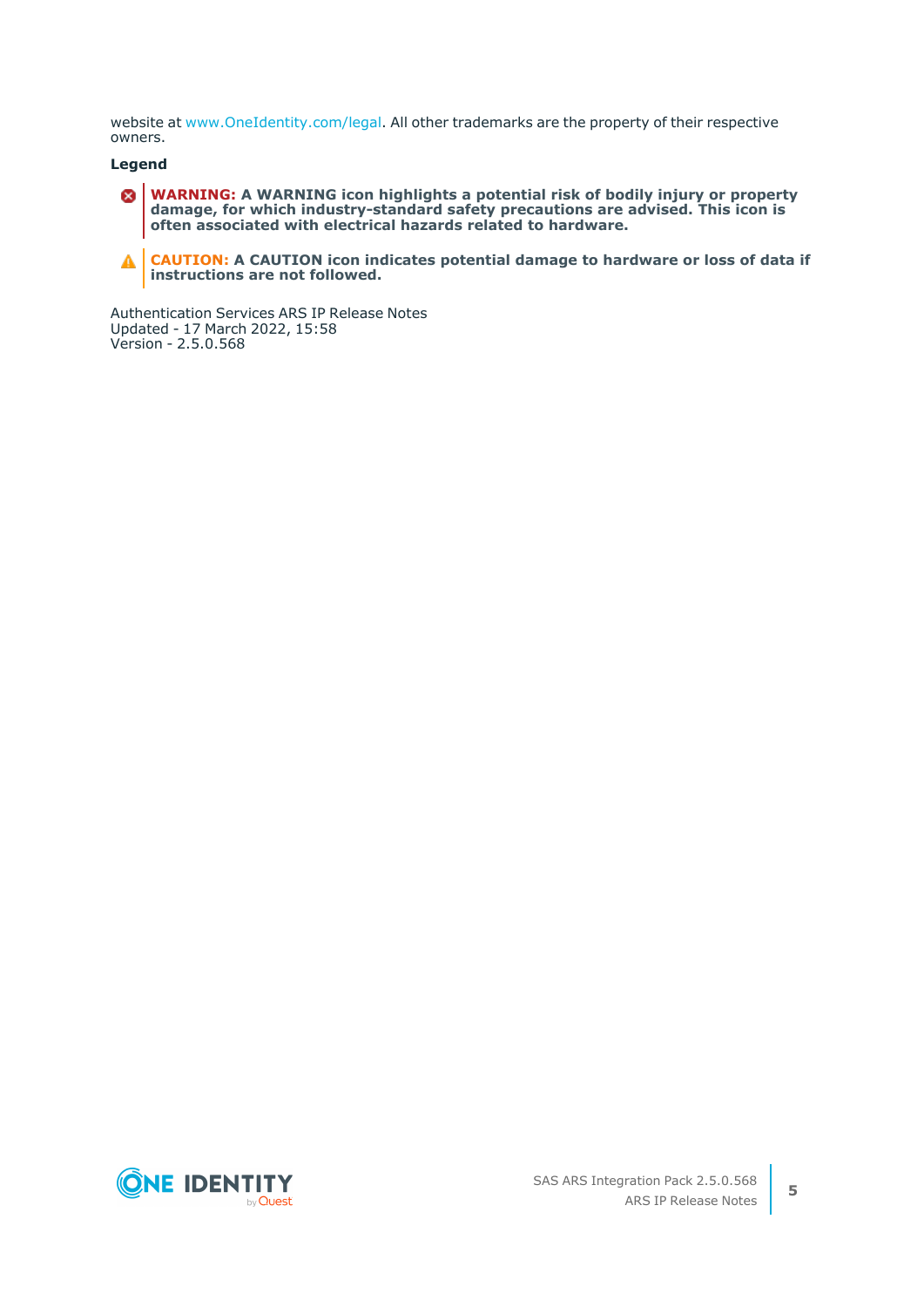website at www.OneIdentity.com/legal. All other trademarks are the property of their respective owners.

**Legend**

**WARNING: A WARNING icon highlights a potential risk of bodily injury or property damage, for which industry-standard safety precautions are advised. This icon is often associated with electrical hazards related to hardware.**

**CAUTION: A CAUTION icon indicates potential damage to hardware or loss of data if instructions are not followed.**

Authentication Services ARS IP Release Notes
Updated - 17 March 2022, 15:58
Version - 2.5.0.568